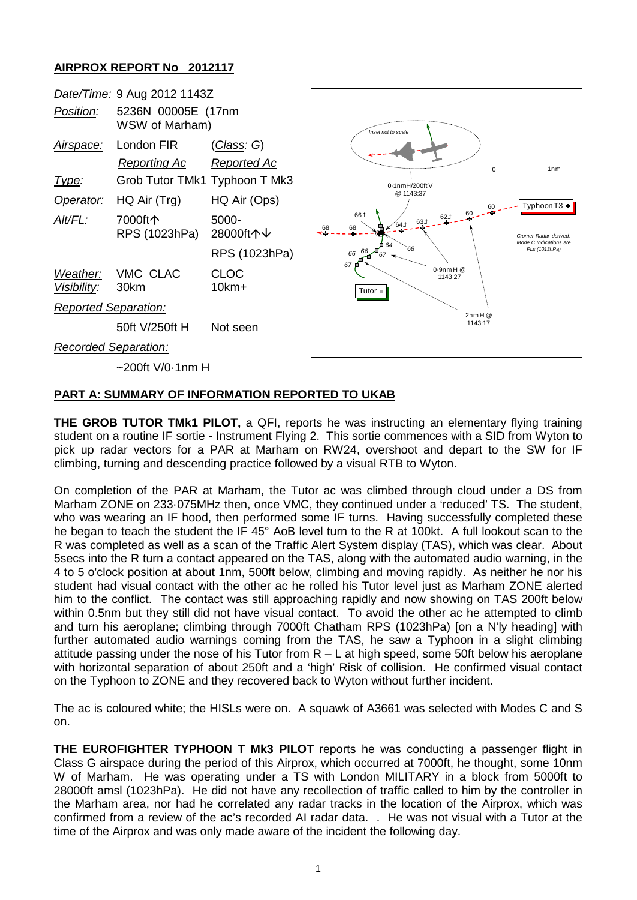## AIRPROX REPORT No 2012117

| | | |
|---|---|---|
| *Date/Time:* | 9 Aug 2012 1143Z | |
| *Position:* | 5236N 00005E (17nm WSW of Marham) | |
| *Airspace:* | London FIR | (*Class*: G) |
| | *Reporting Ac* | *Reported Ac* |
| *Type:* | Grob Tutor TMk1 | Typhoon T Mk3 |
| *Operator:* | HQ Air (Trg) | HQ Air (Ops) |
| *Alt/FL:* | 7000ft↑ RPS (1023hPa) | 5000-28000ft↑↓ RPS (1023hPa) |
| *Weather:* | VMC CLAC | CLOC |
| *Visibility:* | 30km | 10km+ |
| *Reported Separation:* | | |
| | 50ft V/250ft H | Not seen |
| *Recorded Separation:* | | |
| | ~200ft V/0·1nm H | |

## PART A: SUMMARY OF INFORMATION REPORTED TO UKAB

**THE GROB TUTOR TMk1 PILOT,** a QFI, reports he was instructing an elementary flying training student on a routine IF sortie - Instrument Flying 2. This sortie commences with a SID from Wyton to pick up radar vectors for a PAR at Marham on RW24, overshoot and depart to the SW for IF climbing, turning and descending practice followed by a visual RTB to Wyton.

On completion of the PAR at Marham, the Tutor ac was climbed through cloud under a DS from Marham ZONE on 233·075MHz then, once VMC, they continued under a 'reduced' TS. The student, who was wearing an IF hood, then performed some IF turns. Having successfully completed these he began to teach the student the IF 45° AoB level turn to the R at 100kt. A full lookout scan to the R was completed as well as a scan of the Traffic Alert System display (TAS), which was clear. About 5secs into the R turn a contact appeared on the TAS, along with the automated audio warning, in the 4 to 5 o'clock position at about 1nm, 500ft below, climbing and moving rapidly. As neither he nor his student had visual contact with the other ac he rolled his Tutor level just as Marham ZONE alerted him to the conflict. The contact was still approaching rapidly and now showing on TAS 200ft below within 0.5nm but they still did not have visual contact. To avoid the other ac he attempted to climb and turn his aeroplane; climbing through 7000ft Chatham RPS (1023hPa) [on a N'ly heading] with further automated audio warnings coming from the TAS, he saw a Typhoon in a slight climbing attitude passing under the nose of his Tutor from R – L at high speed, some 50ft below his aeroplane with horizontal separation of about 250ft and a 'high' Risk of collision. He confirmed visual contact on the Typhoon to ZONE and they recovered back to Wyton without further incident.

The ac is coloured white; the HISLs were on. A squawk of A3661 was selected with Modes C and S on.

**THE EUROFIGHTER TYPHOON T Mk3 PILOT** reports he was conducting a passenger flight in Class G airspace during the period of this Airprox, which occurred at 7000ft, he thought, some 10nm W of Marham. He was operating under a TS with London MILITARY in a block from 5000ft to 28000ft amsl (1023hPa). He did not have any recollection of traffic called to him by the controller in the Marham area, nor had he correlated any radar tracks in the location of the Airprox, which was confirmed from a review of the ac's recorded AI radar data. . He was not visual with a Tutor at the time of the Airprox and was only made aware of the incident the following day.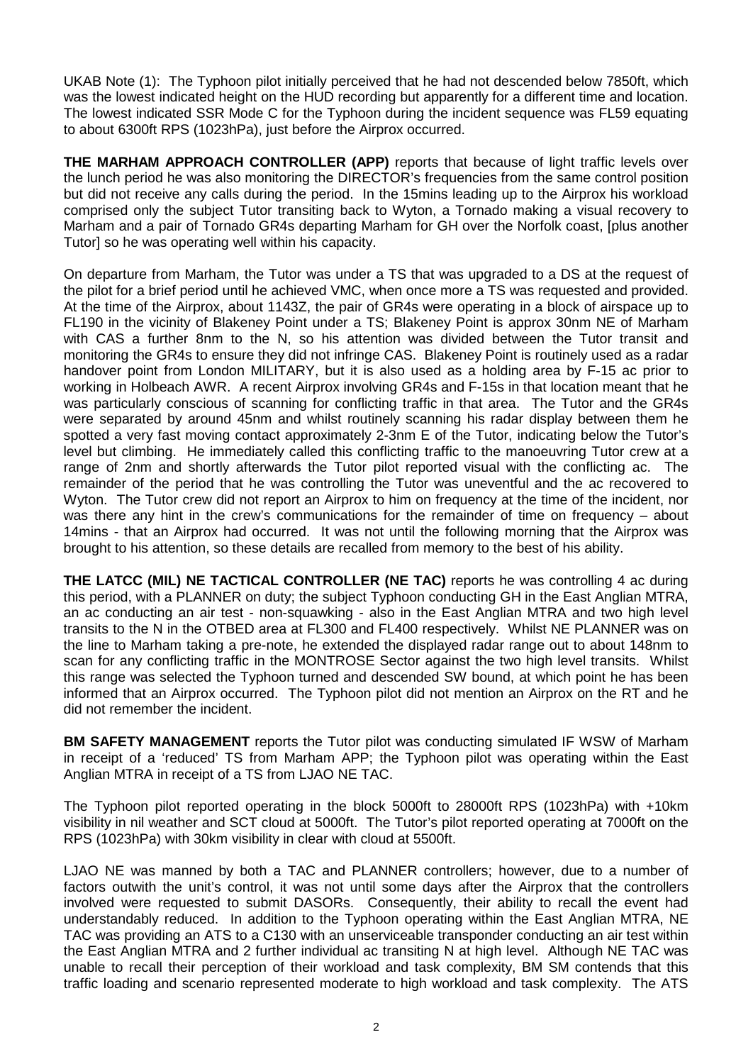UKAB Note (1): The Typhoon pilot initially perceived that he had not descended below 7850ft, which was the lowest indicated height on the HUD recording but apparently for a different time and location. The lowest indicated SSR Mode C for the Typhoon during the incident sequence was FL59 equating to about 6300ft RPS (1023hPa), just before the Airprox occurred.

**THE MARHAM APPROACH CONTROLLER (APP)** reports that because of light traffic levels over the lunch period he was also monitoring the DIRECTOR's frequencies from the same control position but did not receive any calls during the period. In the 15mins leading up to the Airprox his workload comprised only the subject Tutor transiting back to Wyton, a Tornado making a visual recovery to Marham and a pair of Tornado GR4s departing Marham for GH over the Norfolk coast, [plus another Tutor] so he was operating well within his capacity.

On departure from Marham, the Tutor was under a TS that was upgraded to a DS at the request of the pilot for a brief period until he achieved VMC, when once more a TS was requested and provided. At the time of the Airprox, about 1143Z, the pair of GR4s were operating in a block of airspace up to FL190 in the vicinity of Blakeney Point under a TS; Blakeney Point is approx 30nm NE of Marham with CAS a further 8nm to the N, so his attention was divided between the Tutor transit and monitoring the GR4s to ensure they did not infringe CAS. Blakeney Point is routinely used as a radar handover point from London MILITARY, but it is also used as a holding area by F-15 ac prior to working in Holbeach AWR. A recent Airprox involving GR4s and F-15s in that location meant that he was particularly conscious of scanning for conflicting traffic in that area. The Tutor and the GR4s were separated by around 45nm and whilst routinely scanning his radar display between them he spotted a very fast moving contact approximately 2-3nm E of the Tutor, indicating below the Tutor's level but climbing. He immediately called this conflicting traffic to the manoeuvring Tutor crew at a range of 2nm and shortly afterwards the Tutor pilot reported visual with the conflicting ac. The remainder of the period that he was controlling the Tutor was uneventful and the ac recovered to Wyton. The Tutor crew did not report an Airprox to him on frequency at the time of the incident, nor was there any hint in the crew's communications for the remainder of time on frequency – about 14mins - that an Airprox had occurred. It was not until the following morning that the Airprox was brought to his attention, so these details are recalled from memory to the best of his ability.

**THE LATCC (MIL) NE TACTICAL CONTROLLER (NE TAC)** reports he was controlling 4 ac during this period, with a PLANNER on duty; the subject Typhoon conducting GH in the East Anglian MTRA, an ac conducting an air test - non-squawking - also in the East Anglian MTRA and two high level transits to the N in the OTBED area at FL300 and FL400 respectively. Whilst NE PLANNER was on the line to Marham taking a pre-note, he extended the displayed radar range out to about 148nm to scan for any conflicting traffic in the MONTROSE Sector against the two high level transits. Whilst this range was selected the Typhoon turned and descended SW bound, at which point he has been informed that an Airprox occurred. The Typhoon pilot did not mention an Airprox on the RT and he did not remember the incident.

**BM SAFETY MANAGEMENT** reports the Tutor pilot was conducting simulated IF WSW of Marham in receipt of a 'reduced' TS from Marham APP; the Typhoon pilot was operating within the East Anglian MTRA in receipt of a TS from LJAO NE TAC.

The Typhoon pilot reported operating in the block 5000ft to 28000ft RPS (1023hPa) with +10km visibility in nil weather and SCT cloud at 5000ft. The Tutor's pilot reported operating at 7000ft on the RPS (1023hPa) with 30km visibility in clear with cloud at 5500ft.

LJAO NE was manned by both a TAC and PLANNER controllers; however, due to a number of factors outwith the unit's control, it was not until some days after the Airprox that the controllers involved were requested to submit DASORs. Consequently, their ability to recall the event had understandably reduced. In addition to the Typhoon operating within the East Anglian MTRA, NE TAC was providing an ATS to a C130 with an unserviceable transponder conducting an air test within the East Anglian MTRA and 2 further individual ac transiting N at high level. Although NE TAC was unable to recall their perception of their workload and task complexity, BM SM contends that this traffic loading and scenario represented moderate to high workload and task complexity. The ATS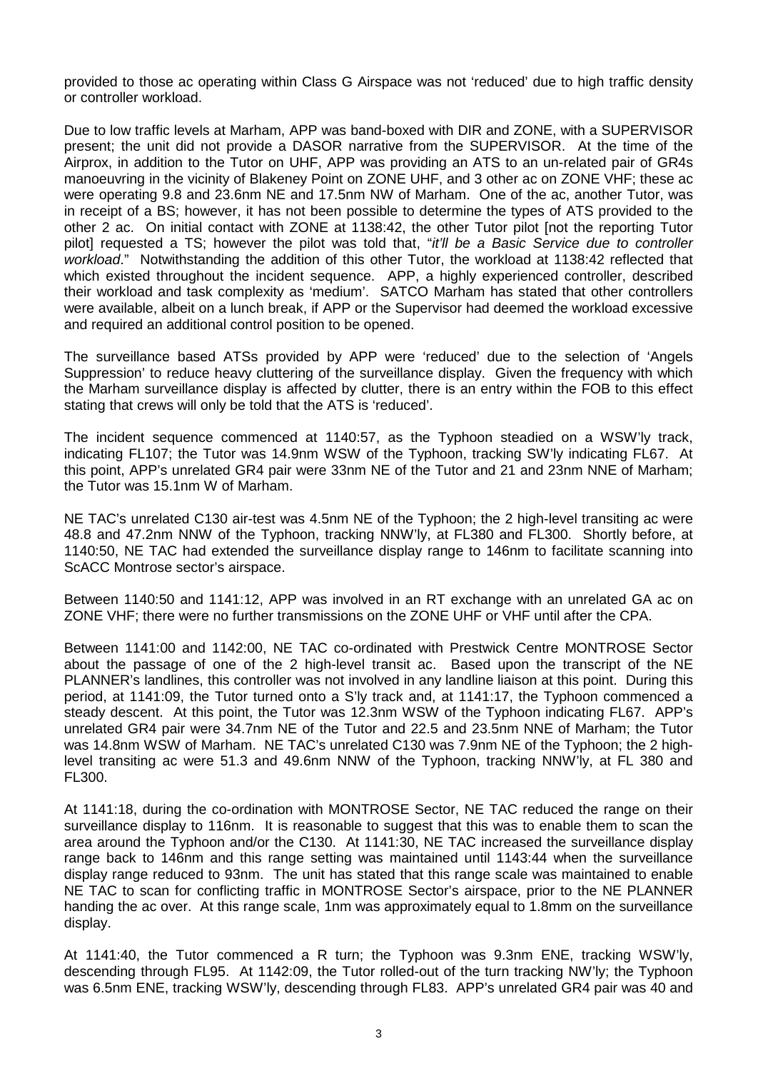provided to those ac operating within Class G Airspace was not 'reduced' due to high traffic density or controller workload.

Due to low traffic levels at Marham, APP was band-boxed with DIR and ZONE, with a SUPERVISOR present; the unit did not provide a DASOR narrative from the SUPERVISOR. At the time of the Airprox, in addition to the Tutor on UHF, APP was providing an ATS to an un-related pair of GR4s manoeuvring in the vicinity of Blakeney Point on ZONE UHF, and 3 other ac on ZONE VHF; these ac were operating 9.8 and 23.6nm NE and 17.5nm NW of Marham. One of the ac, another Tutor, was in receipt of a BS; however, it has not been possible to determine the types of ATS provided to the other 2 ac. On initial contact with ZONE at 1138:42, the other Tutor pilot [not the reporting Tutor pilot] requested a TS; however the pilot was told that, "*it'll be a Basic Service due to controller workload*." Notwithstanding the addition of this other Tutor, the workload at 1138:42 reflected that which existed throughout the incident sequence. APP, a highly experienced controller, described their workload and task complexity as 'medium'. SATCO Marham has stated that other controllers were available, albeit on a lunch break, if APP or the Supervisor had deemed the workload excessive and required an additional control position to be opened.

The surveillance based ATSs provided by APP were 'reduced' due to the selection of 'Angels Suppression' to reduce heavy cluttering of the surveillance display. Given the frequency with which the Marham surveillance display is affected by clutter, there is an entry within the FOB to this effect stating that crews will only be told that the ATS is 'reduced'.

The incident sequence commenced at 1140:57, as the Typhoon steadied on a WSW'ly track, indicating FL107; the Tutor was 14.9nm WSW of the Typhoon, tracking SW'ly indicating FL67. At this point, APP's unrelated GR4 pair were 33nm NE of the Tutor and 21 and 23nm NNE of Marham; the Tutor was 15.1nm W of Marham.

NE TAC's unrelated C130 air-test was 4.5nm NE of the Typhoon; the 2 high-level transiting ac were 48.8 and 47.2nm NNW of the Typhoon, tracking NNW'ly, at FL380 and FL300. Shortly before, at 1140:50, NE TAC had extended the surveillance display range to 146nm to facilitate scanning into ScACC Montrose sector's airspace.

Between 1140:50 and 1141:12, APP was involved in an RT exchange with an unrelated GA ac on ZONE VHF; there were no further transmissions on the ZONE UHF or VHF until after the CPA.

Between 1141:00 and 1142:00, NE TAC co-ordinated with Prestwick Centre MONTROSE Sector about the passage of one of the 2 high-level transit ac. Based upon the transcript of the NE PLANNER's landlines, this controller was not involved in any landline liaison at this point. During this period, at 1141:09, the Tutor turned onto a S'ly track and, at 1141:17, the Typhoon commenced a steady descent. At this point, the Tutor was 12.3nm WSW of the Typhoon indicating FL67. APP's unrelated GR4 pair were 34.7nm NE of the Tutor and 22.5 and 23.5nm NNE of Marham; the Tutor was 14.8nm WSW of Marham. NE TAC's unrelated C130 was 7.9nm NE of the Typhoon; the 2 high-level transiting ac were 51.3 and 49.6nm NNW of the Typhoon, tracking NNW'ly, at FL 380 and FL300.

At 1141:18, during the co-ordination with MONTROSE Sector, NE TAC reduced the range on their surveillance display to 116nm. It is reasonable to suggest that this was to enable them to scan the area around the Typhoon and/or the C130. At 1141:30, NE TAC increased the surveillance display range back to 146nm and this range setting was maintained until 1143:44 when the surveillance display range reduced to 93nm. The unit has stated that this range scale was maintained to enable NE TAC to scan for conflicting traffic in MONTROSE Sector's airspace, prior to the NE PLANNER handing the ac over. At this range scale, 1nm was approximately equal to 1.8mm on the surveillance display.

At 1141:40, the Tutor commenced a R turn; the Typhoon was 9.3nm ENE, tracking WSW'ly, descending through FL95. At 1142:09, the Tutor rolled-out of the turn tracking NW'ly; the Typhoon was 6.5nm ENE, tracking WSW'ly, descending through FL83. APP's unrelated GR4 pair was 40 and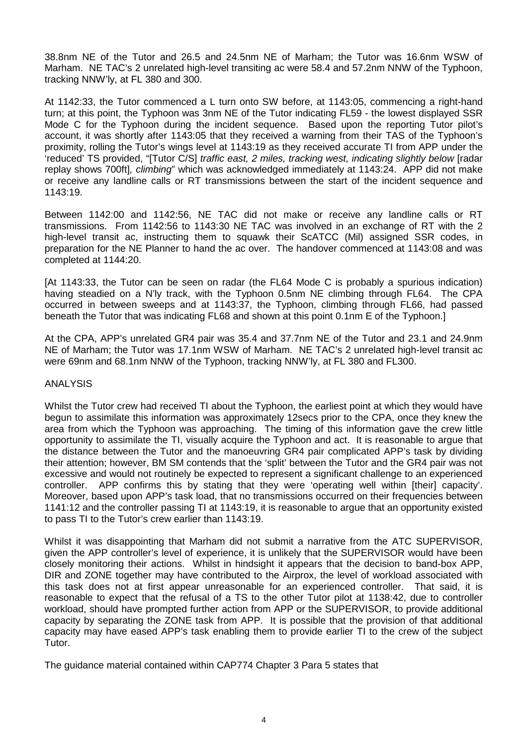38.8nm NE of the Tutor and 26.5 and 24.5nm NE of Marham; the Tutor was 16.6nm WSW of Marham. NE TAC's 2 unrelated high-level transiting ac were 58.4 and 57.2nm NNW of the Typhoon, tracking NNW'ly, at FL 380 and 300.

At 1142:33, the Tutor commenced a L turn onto SW before, at 1143:05, commencing a right-hand turn; at this point, the Typhoon was 3nm NE of the Tutor indicating FL59 - the lowest displayed SSR Mode C for the Typhoon during the incident sequence. Based upon the reporting Tutor pilot's account, it was shortly after 1143:05 that they received a warning from their TAS of the Typhoon's proximity, rolling the Tutor's wings level at 1143:19 as they received accurate TI from APP under the 'reduced' TS provided, "[Tutor C/S] *traffic east, 2 miles, tracking west, indicating slightly below* [radar replay shows 700ft]*, climbing*" which was acknowledged immediately at 1143:24. APP did not make or receive any landline calls or RT transmissions between the start of the incident sequence and 1143:19.

Between 1142:00 and 1142:56, NE TAC did not make or receive any landline calls or RT transmissions. From 1142:56 to 1143:30 NE TAC was involved in an exchange of RT with the 2 high-level transit ac, instructing them to squawk their ScATCC (Mil) assigned SSR codes, in preparation for the NE Planner to hand the ac over. The handover commenced at 1143:08 and was completed at 1144:20.

[At 1143:33, the Tutor can be seen on radar (the FL64 Mode C is probably a spurious indication) having steadied on a N'ly track, with the Typhoon 0.5nm NE climbing through FL64. The CPA occurred in between sweeps and at 1143:37, the Typhoon, climbing through FL66, had passed beneath the Tutor that was indicating FL68 and shown at this point 0.1nm E of the Typhoon.]

At the CPA, APP's unrelated GR4 pair was 35.4 and 37.7nm NE of the Tutor and 23.1 and 24.9nm NE of Marham; the Tutor was 17.1nm WSW of Marham. NE TAC's 2 unrelated high-level transit ac were 69nm and 68.1nm NNW of the Typhoon, tracking NNW'ly, at FL 380 and FL300.

## ANALYSIS

Whilst the Tutor crew had received TI about the Typhoon, the earliest point at which they would have begun to assimilate this information was approximately 12secs prior to the CPA, once they knew the area from which the Typhoon was approaching. The timing of this information gave the crew little opportunity to assimilate the TI, visually acquire the Typhoon and act. It is reasonable to argue that the distance between the Tutor and the manoeuvring GR4 pair complicated APP's task by dividing their attention; however, BM SM contends that the 'split' between the Tutor and the GR4 pair was not excessive and would not routinely be expected to represent a significant challenge to an experienced controller. APP confirms this by stating that they were 'operating well within [their] capacity'. Moreover, based upon APP's task load, that no transmissions occurred on their frequencies between 1141:12 and the controller passing TI at 1143:19, it is reasonable to argue that an opportunity existed to pass TI to the Tutor's crew earlier than 1143:19.

Whilst it was disappointing that Marham did not submit a narrative from the ATC SUPERVISOR, given the APP controller's level of experience, it is unlikely that the SUPERVISOR would have been closely monitoring their actions. Whilst in hindsight it appears that the decision to band-box APP, DIR and ZONE together may have contributed to the Airprox, the level of workload associated with this task does not at first appear unreasonable for an experienced controller. That said, it is reasonable to expect that the refusal of a TS to the other Tutor pilot at 1138:42, due to controller workload, should have prompted further action from APP or the SUPERVISOR, to provide additional capacity by separating the ZONE task from APP. It is possible that the provision of that additional capacity may have eased APP's task enabling them to provide earlier TI to the crew of the subject Tutor.

The guidance material contained within CAP774 Chapter 3 Para 5 states that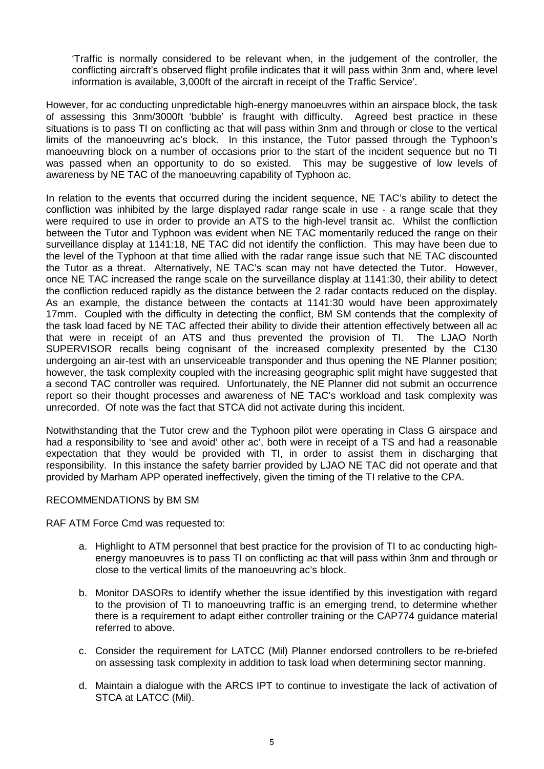'Traffic is normally considered to be relevant when, in the judgement of the controller, the conflicting aircraft's observed flight profile indicates that it will pass within 3nm and, where level information is available, 3,000ft of the aircraft in receipt of the Traffic Service'.

However, for ac conducting unpredictable high-energy manoeuvres within an airspace block, the task of assessing this 3nm/3000ft 'bubble' is fraught with difficulty. Agreed best practice in these situations is to pass TI on conflicting ac that will pass within 3nm and through or close to the vertical limits of the manoeuvring ac's block. In this instance, the Tutor passed through the Typhoon's manoeuvring block on a number of occasions prior to the start of the incident sequence but no TI was passed when an opportunity to do so existed. This may be suggestive of low levels of awareness by NE TAC of the manoeuvring capability of Typhoon ac.

In relation to the events that occurred during the incident sequence, NE TAC's ability to detect the confliction was inhibited by the large displayed radar range scale in use - a range scale that they were required to use in order to provide an ATS to the high-level transit ac. Whilst the confliction between the Tutor and Typhoon was evident when NE TAC momentarily reduced the range on their surveillance display at 1141:18, NE TAC did not identify the confliction. This may have been due to the level of the Typhoon at that time allied with the radar range issue such that NE TAC discounted the Tutor as a threat. Alternatively, NE TAC's scan may not have detected the Tutor. However, once NE TAC increased the range scale on the surveillance display at 1141:30, their ability to detect the confliction reduced rapidly as the distance between the 2 radar contacts reduced on the display. As an example, the distance between the contacts at 1141:30 would have been approximately 17mm. Coupled with the difficulty in detecting the conflict, BM SM contends that the complexity of the task load faced by NE TAC affected their ability to divide their attention effectively between all ac that were in receipt of an ATS and thus prevented the provision of TI. The LJAO North SUPERVISOR recalls being cognisant of the increased complexity presented by the C130 undergoing an air-test with an unserviceable transponder and thus opening the NE Planner position; however, the task complexity coupled with the increasing geographic split might have suggested that a second TAC controller was required. Unfortunately, the NE Planner did not submit an occurrence report so their thought processes and awareness of NE TAC's workload and task complexity was unrecorded. Of note was the fact that STCA did not activate during this incident.

Notwithstanding that the Tutor crew and the Typhoon pilot were operating in Class G airspace and had a responsibility to 'see and avoid' other ac', both were in receipt of a TS and had a reasonable expectation that they would be provided with TI, in order to assist them in discharging that responsibility. In this instance the safety barrier provided by LJAO NE TAC did not operate and that provided by Marham APP operated ineffectively, given the timing of the TI relative to the CPA.

RECOMMENDATIONS by BM SM

RAF ATM Force Cmd was requested to:

a. Highlight to ATM personnel that best practice for the provision of TI to ac conducting high-energy manoeuvres is to pass TI on conflicting ac that will pass within 3nm and through or close to the vertical limits of the manoeuvring ac's block.

b. Monitor DASORs to identify whether the issue identified by this investigation with regard to the provision of TI to manoeuvring traffic is an emerging trend, to determine whether there is a requirement to adapt either controller training or the CAP774 guidance material referred to above.

c. Consider the requirement for LATCC (Mil) Planner endorsed controllers to be re-briefed on assessing task complexity in addition to task load when determining sector manning.

d. Maintain a dialogue with the ARCS IPT to continue to investigate the lack of activation of STCA at LATCC (Mil).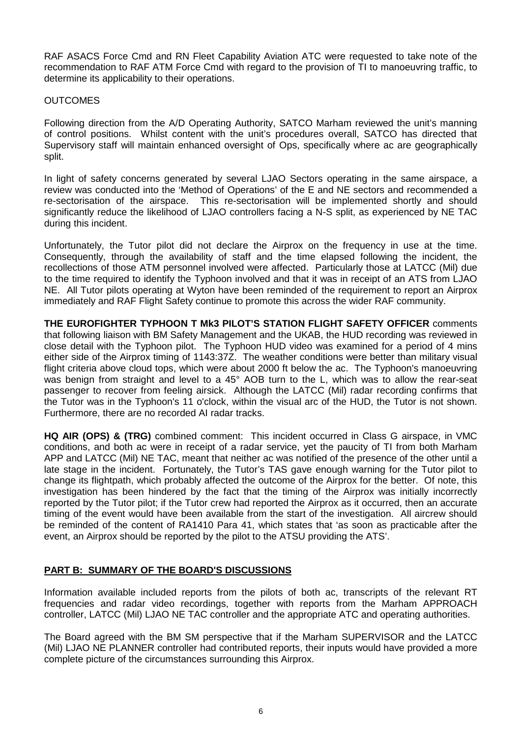RAF ASACS Force Cmd and RN Fleet Capability Aviation ATC were requested to take note of the recommendation to RAF ATM Force Cmd with regard to the provision of TI to manoeuvring traffic, to determine its applicability to their operations.

OUTCOMES

Following direction from the A/D Operating Authority, SATCO Marham reviewed the unit's manning of control positions. Whilst content with the unit's procedures overall, SATCO has directed that Supervisory staff will maintain enhanced oversight of Ops, specifically where ac are geographically split.

In light of safety concerns generated by several LJAO Sectors operating in the same airspace, a review was conducted into the 'Method of Operations' of the E and NE sectors and recommended a re-sectorisation of the airspace. This re-sectorisation will be implemented shortly and should significantly reduce the likelihood of LJAO controllers facing a N-S split, as experienced by NE TAC during this incident.

Unfortunately, the Tutor pilot did not declare the Airprox on the frequency in use at the time. Consequently, through the availability of staff and the time elapsed following the incident, the recollections of those ATM personnel involved were affected. Particularly those at LATCC (Mil) due to the time required to identify the Typhoon involved and that it was in receipt of an ATS from LJAO NE. All Tutor pilots operating at Wyton have been reminded of the requirement to report an Airprox immediately and RAF Flight Safety continue to promote this across the wider RAF community.

**THE EUROFIGHTER TYPHOON T Mk3 PILOT'S STATION FLIGHT SAFETY OFFICER** comments that following liaison with BM Safety Management and the UKAB, the HUD recording was reviewed in close detail with the Typhoon pilot. The Typhoon HUD video was examined for a period of 4 mins either side of the Airprox timing of 1143:37Z. The weather conditions were better than military visual flight criteria above cloud tops, which were about 2000 ft below the ac. The Typhoon's manoeuvring was benign from straight and level to a 45° AOB turn to the L, which was to allow the rear-seat passenger to recover from feeling airsick. Although the LATCC (Mil) radar recording confirms that the Tutor was in the Typhoon's 11 o'clock, within the visual arc of the HUD, the Tutor is not shown. Furthermore, there are no recorded AI radar tracks.

**HQ AIR (OPS) & (TRG)** combined comment: This incident occurred in Class G airspace, in VMC conditions, and both ac were in receipt of a radar service, yet the paucity of TI from both Marham APP and LATCC (Mil) NE TAC, meant that neither ac was notified of the presence of the other until a late stage in the incident. Fortunately, the Tutor's TAS gave enough warning for the Tutor pilot to change its flightpath, which probably affected the outcome of the Airprox for the better. Of note, this investigation has been hindered by the fact that the timing of the Airprox was initially incorrectly reported by the Tutor pilot; if the Tutor crew had reported the Airprox as it occurred, then an accurate timing of the event would have been available from the start of the investigation. All aircrew should be reminded of the content of RA1410 Para 41, which states that 'as soon as practicable after the event, an Airprox should be reported by the pilot to the ATSU providing the ATS'.

## PART B: SUMMARY OF THE BOARD'S DISCUSSIONS

Information available included reports from the pilots of both ac, transcripts of the relevant RT frequencies and radar video recordings, together with reports from the Marham APPROACH controller, LATCC (Mil) LJAO NE TAC controller and the appropriate ATC and operating authorities.

The Board agreed with the BM SM perspective that if the Marham SUPERVISOR and the LATCC (Mil) LJAO NE PLANNER controller had contributed reports, their inputs would have provided a more complete picture of the circumstances surrounding this Airprox.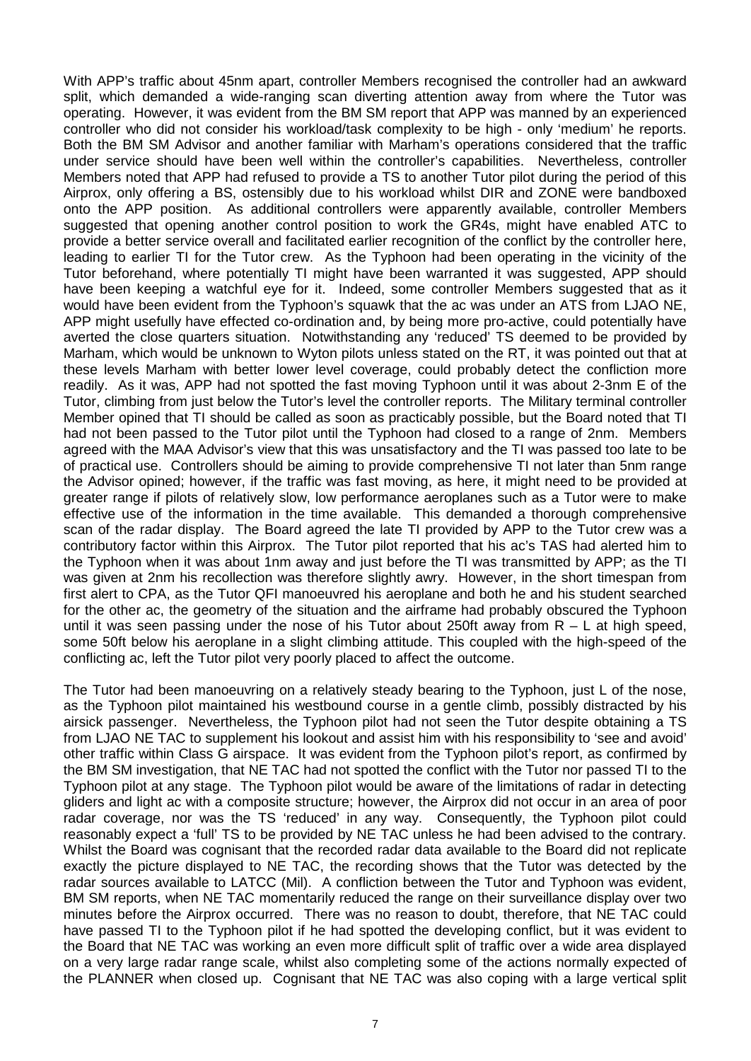With APP's traffic about 45nm apart, controller Members recognised the controller had an awkward split, which demanded a wide-ranging scan diverting attention away from where the Tutor was operating. However, it was evident from the BM SM report that APP was manned by an experienced controller who did not consider his workload/task complexity to be high - only 'medium' he reports. Both the BM SM Advisor and another familiar with Marham's operations considered that the traffic under service should have been well within the controller's capabilities. Nevertheless, controller Members noted that APP had refused to provide a TS to another Tutor pilot during the period of this Airprox, only offering a BS, ostensibly due to his workload whilst DIR and ZONE were bandboxed onto the APP position. As additional controllers were apparently available, controller Members suggested that opening another control position to work the GR4s, might have enabled ATC to provide a better service overall and facilitated earlier recognition of the conflict by the controller here, leading to earlier TI for the Tutor crew. As the Typhoon had been operating in the vicinity of the Tutor beforehand, where potentially TI might have been warranted it was suggested, APP should have been keeping a watchful eye for it. Indeed, some controller Members suggested that as it would have been evident from the Typhoon's squawk that the ac was under an ATS from LJAO NE, APP might usefully have effected co-ordination and, by being more pro-active, could potentially have averted the close quarters situation. Notwithstanding any 'reduced' TS deemed to be provided by Marham, which would be unknown to Wyton pilots unless stated on the RT, it was pointed out that at these levels Marham with better lower level coverage, could probably detect the confliction more readily. As it was, APP had not spotted the fast moving Typhoon until it was about 2-3nm E of the Tutor, climbing from just below the Tutor's level the controller reports. The Military terminal controller Member opined that TI should be called as soon as practicably possible, but the Board noted that TI had not been passed to the Tutor pilot until the Typhoon had closed to a range of 2nm. Members agreed with the MAA Advisor's view that this was unsatisfactory and the TI was passed too late to be of practical use. Controllers should be aiming to provide comprehensive TI not later than 5nm range the Advisor opined; however, if the traffic was fast moving, as here, it might need to be provided at greater range if pilots of relatively slow, low performance aeroplanes such as a Tutor were to make effective use of the information in the time available. This demanded a thorough comprehensive scan of the radar display. The Board agreed the late TI provided by APP to the Tutor crew was a contributory factor within this Airprox. The Tutor pilot reported that his ac's TAS had alerted him to the Typhoon when it was about 1nm away and just before the TI was transmitted by APP; as the TI was given at 2nm his recollection was therefore slightly awry. However, in the short timespan from first alert to CPA, as the Tutor QFI manoeuvred his aeroplane and both he and his student searched for the other ac, the geometry of the situation and the airframe had probably obscured the Typhoon until it was seen passing under the nose of his Tutor about 250ft away from R – L at high speed, some 50ft below his aeroplane in a slight climbing attitude. This coupled with the high-speed of the conflicting ac, left the Tutor pilot very poorly placed to affect the outcome.

The Tutor had been manoeuvring on a relatively steady bearing to the Typhoon, just L of the nose, as the Typhoon pilot maintained his westbound course in a gentle climb, possibly distracted by his airsick passenger. Nevertheless, the Typhoon pilot had not seen the Tutor despite obtaining a TS from LJAO NE TAC to supplement his lookout and assist him with his responsibility to 'see and avoid' other traffic within Class G airspace. It was evident from the Typhoon pilot's report, as confirmed by the BM SM investigation, that NE TAC had not spotted the conflict with the Tutor nor passed TI to the Typhoon pilot at any stage. The Typhoon pilot would be aware of the limitations of radar in detecting gliders and light ac with a composite structure; however, the Airprox did not occur in an area of poor radar coverage, nor was the TS 'reduced' in any way. Consequently, the Typhoon pilot could reasonably expect a 'full' TS to be provided by NE TAC unless he had been advised to the contrary. Whilst the Board was cognisant that the recorded radar data available to the Board did not replicate exactly the picture displayed to NE TAC, the recording shows that the Tutor was detected by the radar sources available to LATCC (Mil). A confliction between the Tutor and Typhoon was evident, BM SM reports, when NE TAC momentarily reduced the range on their surveillance display over two minutes before the Airprox occurred. There was no reason to doubt, therefore, that NE TAC could have passed TI to the Typhoon pilot if he had spotted the developing conflict, but it was evident to the Board that NE TAC was working an even more difficult split of traffic over a wide area displayed on a very large radar range scale, whilst also completing some of the actions normally expected of the PLANNER when closed up. Cognisant that NE TAC was also coping with a large vertical split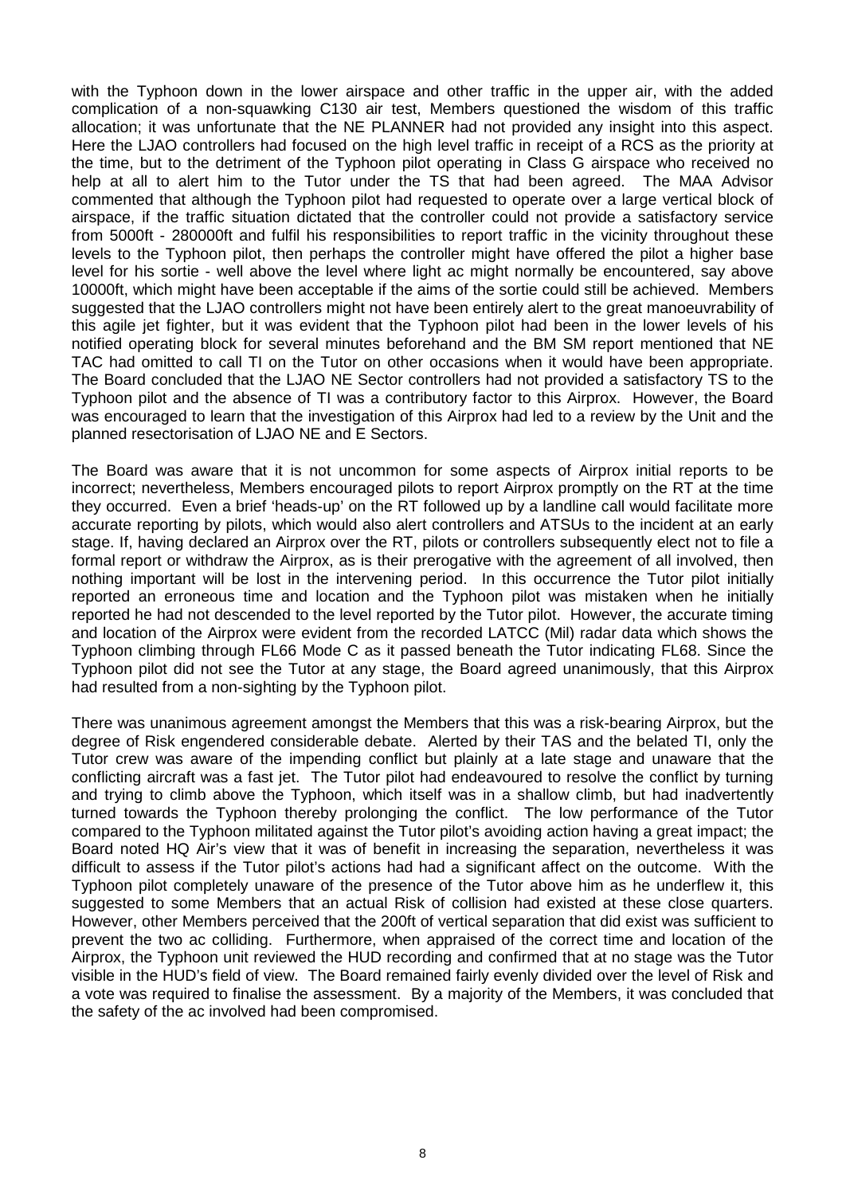with the Typhoon down in the lower airspace and other traffic in the upper air, with the added complication of a non-squawking C130 air test, Members questioned the wisdom of this traffic allocation; it was unfortunate that the NE PLANNER had not provided any insight into this aspect. Here the LJAO controllers had focused on the high level traffic in receipt of a RCS as the priority at the time, but to the detriment of the Typhoon pilot operating in Class G airspace who received no help at all to alert him to the Tutor under the TS that had been agreed. The MAA Advisor commented that although the Typhoon pilot had requested to operate over a large vertical block of airspace, if the traffic situation dictated that the controller could not provide a satisfactory service from 5000ft - 280000ft and fulfil his responsibilities to report traffic in the vicinity throughout these levels to the Typhoon pilot, then perhaps the controller might have offered the pilot a higher base level for his sortie - well above the level where light ac might normally be encountered, say above 10000ft, which might have been acceptable if the aims of the sortie could still be achieved. Members suggested that the LJAO controllers might not have been entirely alert to the great manoeuvrability of this agile jet fighter, but it was evident that the Typhoon pilot had been in the lower levels of his notified operating block for several minutes beforehand and the BM SM report mentioned that NE TAC had omitted to call TI on the Tutor on other occasions when it would have been appropriate. The Board concluded that the LJAO NE Sector controllers had not provided a satisfactory TS to the Typhoon pilot and the absence of TI was a contributory factor to this Airprox. However, the Board was encouraged to learn that the investigation of this Airprox had led to a review by the Unit and the planned resectorisation of LJAO NE and E Sectors.

The Board was aware that it is not uncommon for some aspects of Airprox initial reports to be incorrect; nevertheless, Members encouraged pilots to report Airprox promptly on the RT at the time they occurred. Even a brief 'heads-up' on the RT followed up by a landline call would facilitate more accurate reporting by pilots, which would also alert controllers and ATSUs to the incident at an early stage. If, having declared an Airprox over the RT, pilots or controllers subsequently elect not to file a formal report or withdraw the Airprox, as is their prerogative with the agreement of all involved, then nothing important will be lost in the intervening period. In this occurrence the Tutor pilot initially reported an erroneous time and location and the Typhoon pilot was mistaken when he initially reported he had not descended to the level reported by the Tutor pilot. However, the accurate timing and location of the Airprox were evident from the recorded LATCC (Mil) radar data which shows the Typhoon climbing through FL66 Mode C as it passed beneath the Tutor indicating FL68. Since the Typhoon pilot did not see the Tutor at any stage, the Board agreed unanimously, that this Airprox had resulted from a non-sighting by the Typhoon pilot.

There was unanimous agreement amongst the Members that this was a risk-bearing Airprox, but the degree of Risk engendered considerable debate. Alerted by their TAS and the belated TI, only the Tutor crew was aware of the impending conflict but plainly at a late stage and unaware that the conflicting aircraft was a fast jet. The Tutor pilot had endeavoured to resolve the conflict by turning and trying to climb above the Typhoon, which itself was in a shallow climb, but had inadvertently turned towards the Typhoon thereby prolonging the conflict. The low performance of the Tutor compared to the Typhoon militated against the Tutor pilot's avoiding action having a great impact; the Board noted HQ Air's view that it was of benefit in increasing the separation, nevertheless it was difficult to assess if the Tutor pilot's actions had had a significant affect on the outcome. With the Typhoon pilot completely unaware of the presence of the Tutor above him as he underflew it, this suggested to some Members that an actual Risk of collision had existed at these close quarters. However, other Members perceived that the 200ft of vertical separation that did exist was sufficient to prevent the two ac colliding. Furthermore, when appraised of the correct time and location of the Airprox, the Typhoon unit reviewed the HUD recording and confirmed that at no stage was the Tutor visible in the HUD's field of view. The Board remained fairly evenly divided over the level of Risk and a vote was required to finalise the assessment. By a majority of the Members, it was concluded that the safety of the ac involved had been compromised.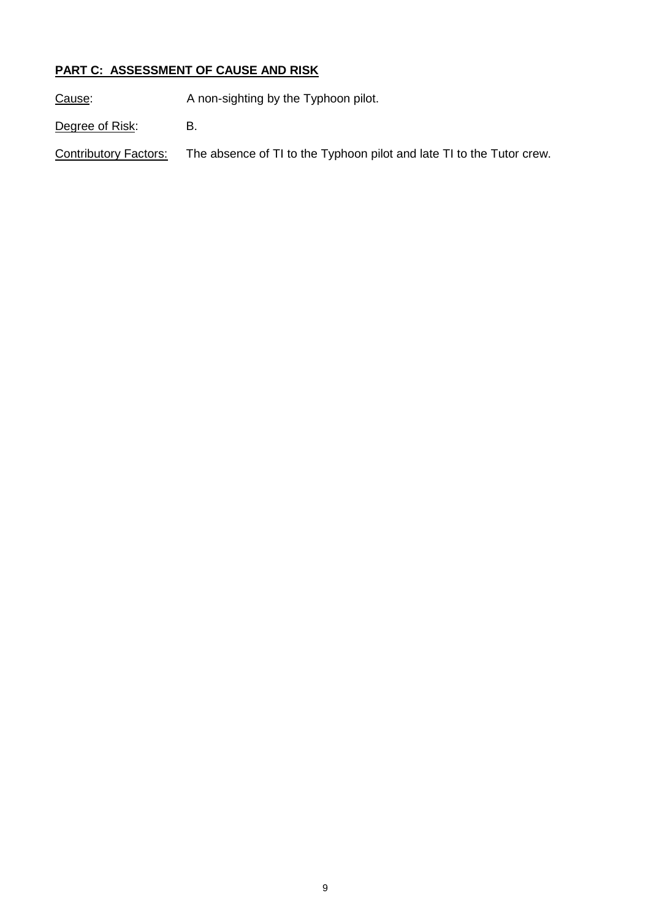**PART C: ASSESSMENT OF CAUSE AND RISK**

Cause: A non-sighting by the Typhoon pilot.

Degree of Risk: B.

Contributory Factors: The absence of TI to the Typhoon pilot and late TI to the Tutor crew.